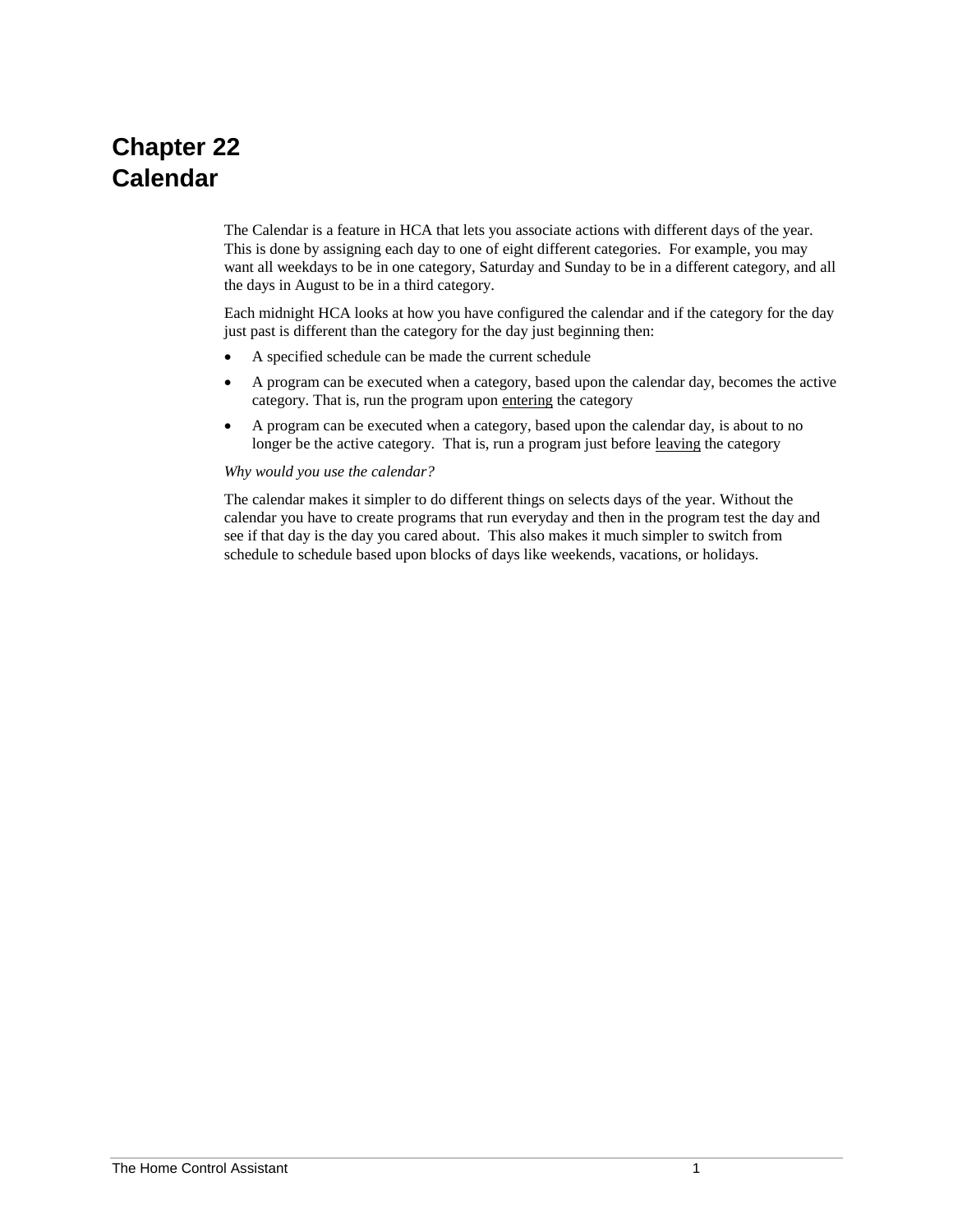# Chapter 22
# Calendar

The Calendar is a feature in HCA that lets you associate actions with different days of the year. This is done by assigning each day to one of eight different categories. For example, you may want all weekdays to be in one category, Saturday and Sunday to be in a different category, and all the days in August to be in a third category.

Each midnight HCA looks at how you have configured the calendar and if the category for the day just past is different than the category for the day just beginning then:

- A specified schedule can be made the current schedule
- A program can be executed when a category, based upon the calendar day, becomes the active category. That is, run the program upon <u>entering</u> the category
- A program can be executed when a category, based upon the calendar day, is about to no longer be the active category. That is, run a program just before <u>leaving</u> the category

*Why would you use the calendar?*

The calendar makes it simpler to do different things on selects days of the year. Without the calendar you have to create programs that run everyday and then in the program test the day and see if that day is the day you cared about. This also makes it much simpler to switch from schedule to schedule based upon blocks of days like weekends, vacations, or holidays.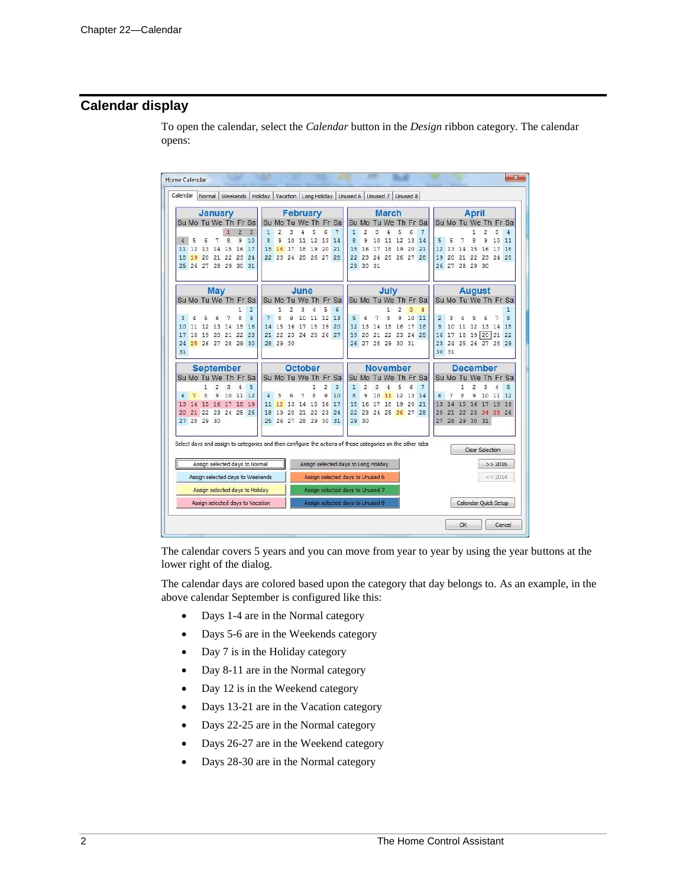## Calendar display

To open the calendar, select the *Calendar* button in the *Design* ribbon category. The calendar opens:

The calendar covers 5 years and you can move from year to year by using the year buttons at the lower right of the dialog.

The calendar days are colored based upon the category that day belongs to. As an example, in the above calendar September is configured like this:

- Days 1-4 are in the Normal category
- Days 5-6 are in the Weekends category
- Day 7 is in the Holiday category
- Day 8-11 are in the Normal category
- Day 12 is in the Weekend category
- Days 13-21 are in the Vacation category
- Days 22-25 are in the Normal category
- Days 26-27 are in the Weekend category
- Days 28-30 are in the Normal category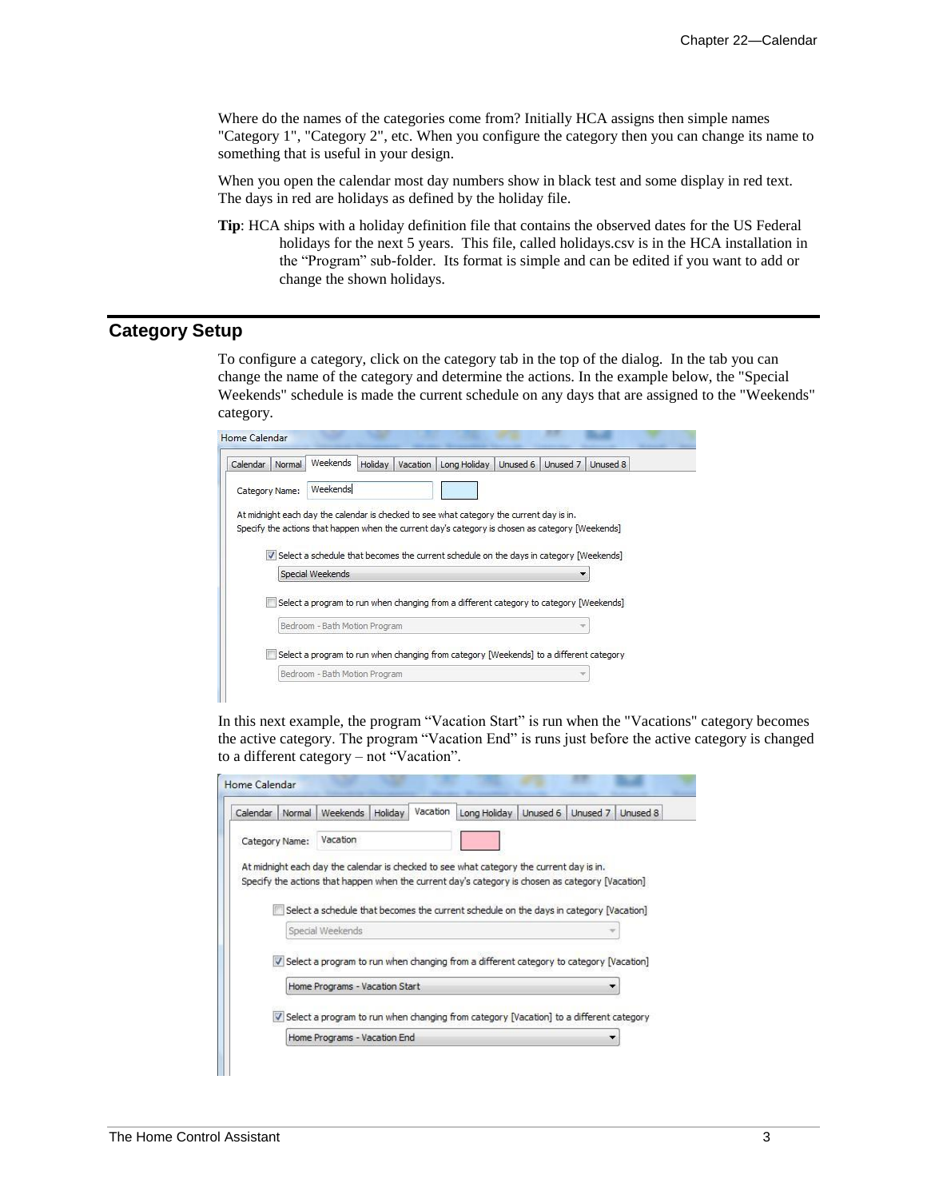Where do the names of the categories come from? Initially HCA assigns then simple names "Category 1", "Category 2", etc. When you configure the category then you can change its name to something that is useful in your design.

When you open the calendar most day numbers show in black test and some display in red text. The days in red are holidays as defined by the holiday file.

**Tip**: HCA ships with a holiday definition file that contains the observed dates for the US Federal holidays for the next 5 years. This file, called holidays.csv is in the HCA installation in the "Program" sub-folder. Its format is simple and can be edited if you want to add or change the shown holidays.

## Category Setup

To configure a category, click on the category tab in the top of the dialog. In the tab you can change the name of the category and determine the actions. In the example below, the "Special Weekends" schedule is made the current schedule on any days that are assigned to the "Weekends" category.

In this next example, the program "Vacation Start" is run when the "Vacations" category becomes the active category. The program "Vacation End" is runs just before the active category is changed to a different category – not "Vacation".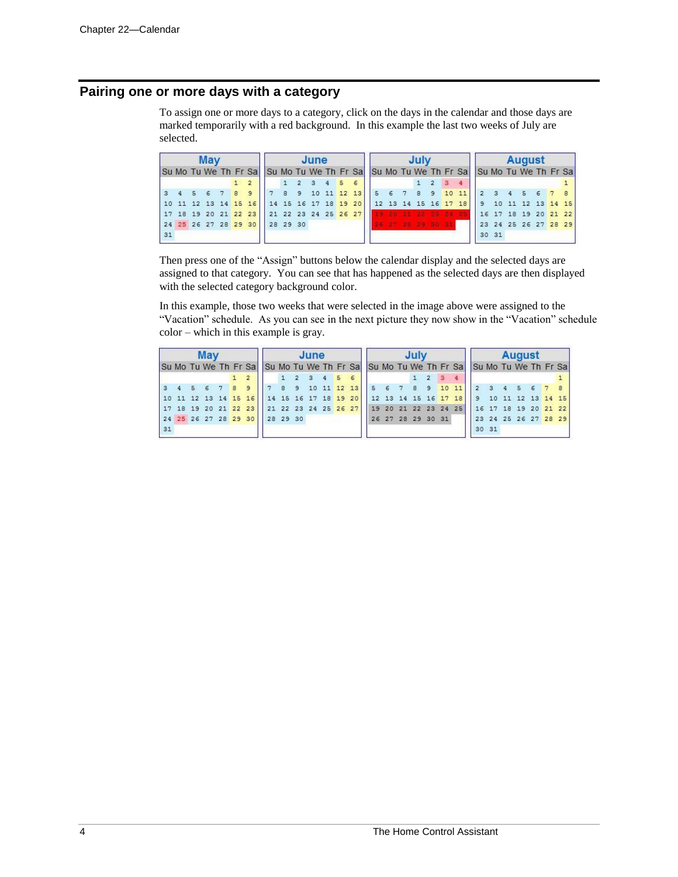## Pairing one or more days with a category

To assign one or more days to a category, click on the days in the calendar and those days are marked temporarily with a red background. In this example the last two weeks of July are selected.

Then press one of the "Assign" buttons below the calendar display and the selected days are assigned to that category. You can see that has happened as the selected days are then displayed with the selected category background color.

In this example, those two weeks that were selected in the image above were assigned to the "Vacation" schedule. As you can see in the next picture they now show in the "Vacation" schedule color – which in this example is gray.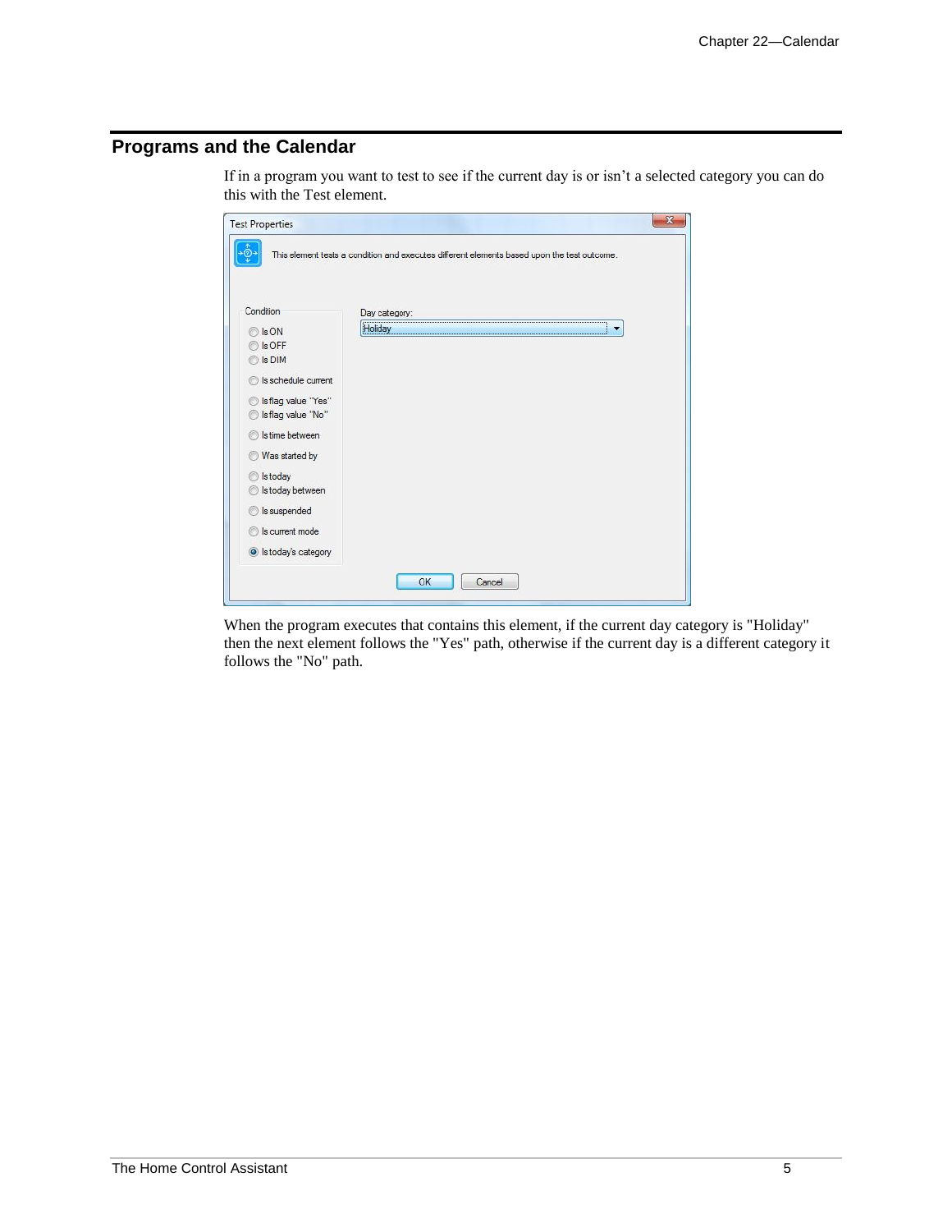## Programs and the Calendar

If in a program you want to test to see if the current day is or isn't a selected category you can do this with the Test element.

When the program executes that contains this element, if the current day category is "Holiday" then the next element follows the "Yes" path, otherwise if the current day is a different category it follows the "No" path.